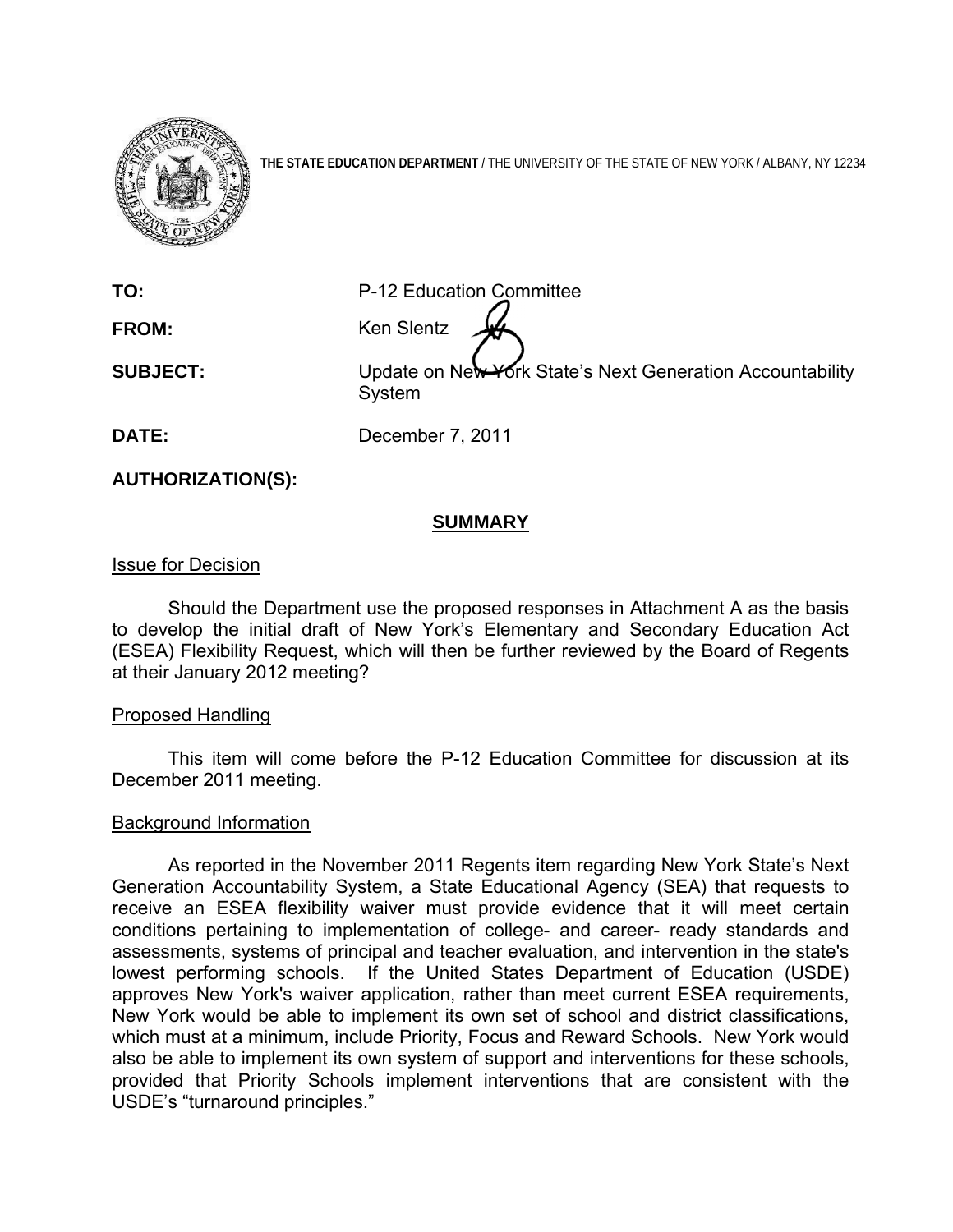**THE STATE EDUCATION DEPARTMENT** / THE UNIVERSITY OF THE STATE OF NEW YORK / ALBANY, NY 12234

**TO:** P-12 Education Committee

**FROM:** Ken Slentz

**SUBJECT:** Update on New York State's Next Generation Accountability System

**DATE:** December 7, 2011

**AUTHORIZATION(S):**

## SUMMARY

Issue for Decision

Should the Department use the proposed responses in Attachment A as the basis to develop the initial draft of New York's Elementary and Secondary Education Act (ESEA) Flexibility Request, which will then be further reviewed by the Board of Regents at their January 2012 meeting?

Proposed Handling

This item will come before the P-12 Education Committee for discussion at its December 2011 meeting.

Background Information

As reported in the November 2011 Regents item regarding New York State's Next Generation Accountability System, a State Educational Agency (SEA) that requests to receive an ESEA flexibility waiver must provide evidence that it will meet certain conditions pertaining to implementation of college- and career- ready standards and assessments, systems of principal and teacher evaluation, and intervention in the state's lowest performing schools. If the United States Department of Education (USDE) approves New York's waiver application, rather than meet current ESEA requirements, New York would be able to implement its own set of school and district classifications, which must at a minimum, include Priority, Focus and Reward Schools. New York would also be able to implement its own system of support and interventions for these schools, provided that Priority Schools implement interventions that are consistent with the USDE's "turnaround principles."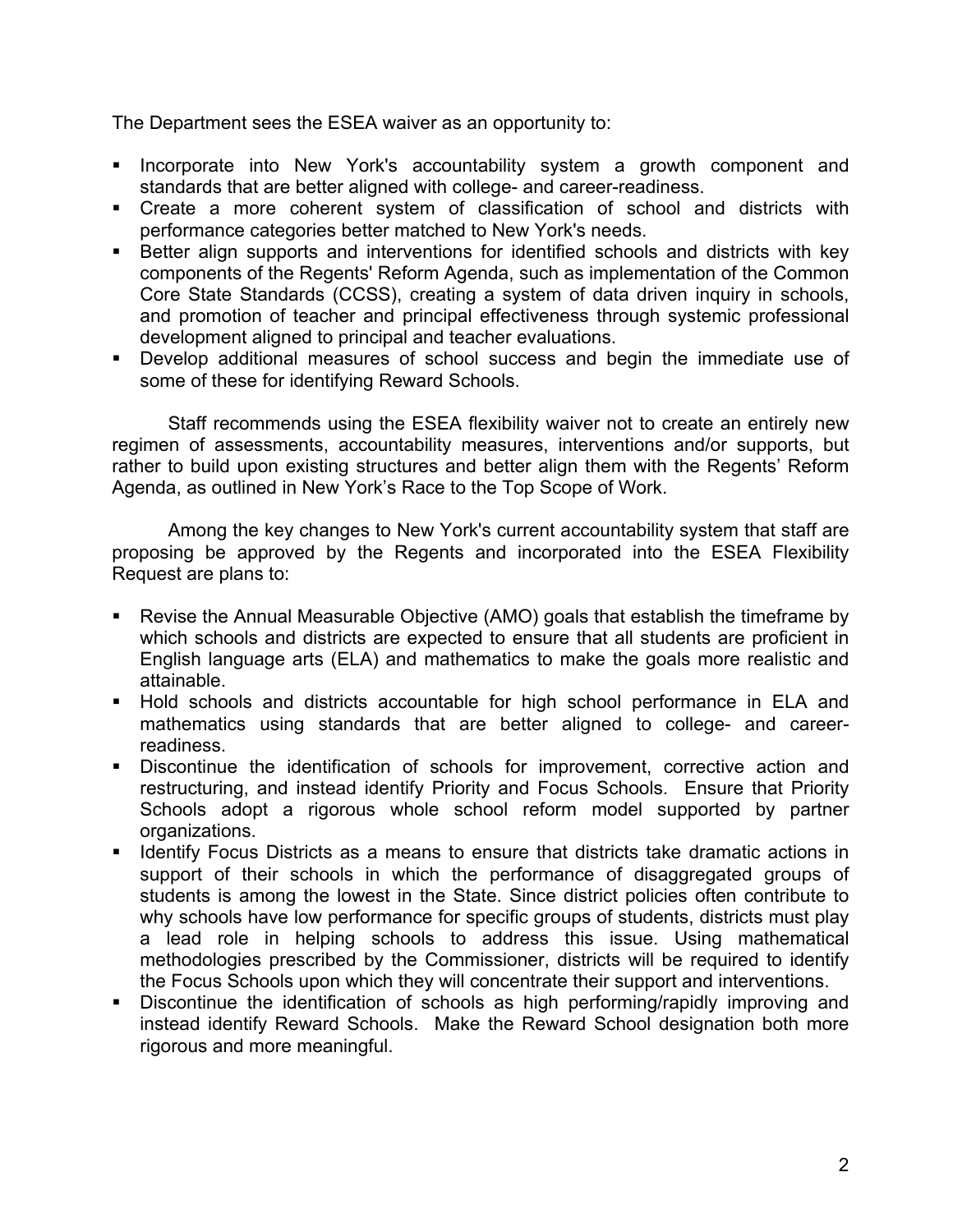The Department sees the ESEA waiver as an opportunity to:

- Incorporate into New York's accountability system a growth component and standards that are better aligned with college- and career-readiness.
- Create a more coherent system of classification of school and districts with performance categories better matched to New York's needs.
- Better align supports and interventions for identified schools and districts with key components of the Regents' Reform Agenda, such as implementation of the Common Core State Standards (CCSS), creating a system of data driven inquiry in schools, and promotion of teacher and principal effectiveness through systemic professional development aligned to principal and teacher evaluations.
- Develop additional measures of school success and begin the immediate use of some of these for identifying Reward Schools.

Staff recommends using the ESEA flexibility waiver not to create an entirely new regimen of assessments, accountability measures, interventions and/or supports, but rather to build upon existing structures and better align them with the Regents' Reform Agenda, as outlined in New York's Race to the Top Scope of Work.

Among the key changes to New York's current accountability system that staff are proposing be approved by the Regents and incorporated into the ESEA Flexibility Request are plans to:

- Revise the Annual Measurable Objective (AMO) goals that establish the timeframe by which schools and districts are expected to ensure that all students are proficient in English language arts (ELA) and mathematics to make the goals more realistic and attainable.
- Hold schools and districts accountable for high school performance in ELA and mathematics using standards that are better aligned to college- and career-readiness.
- Discontinue the identification of schools for improvement, corrective action and restructuring, and instead identify Priority and Focus Schools. Ensure that Priority Schools adopt a rigorous whole school reform model supported by partner organizations.
- Identify Focus Districts as a means to ensure that districts take dramatic actions in support of their schools in which the performance of disaggregated groups of students is among the lowest in the State. Since district policies often contribute to why schools have low performance for specific groups of students, districts must play a lead role in helping schools to address this issue. Using mathematical methodologies prescribed by the Commissioner, districts will be required to identify the Focus Schools upon which they will concentrate their support and interventions.
- Discontinue the identification of schools as high performing/rapidly improving and instead identify Reward Schools. Make the Reward School designation both more rigorous and more meaningful.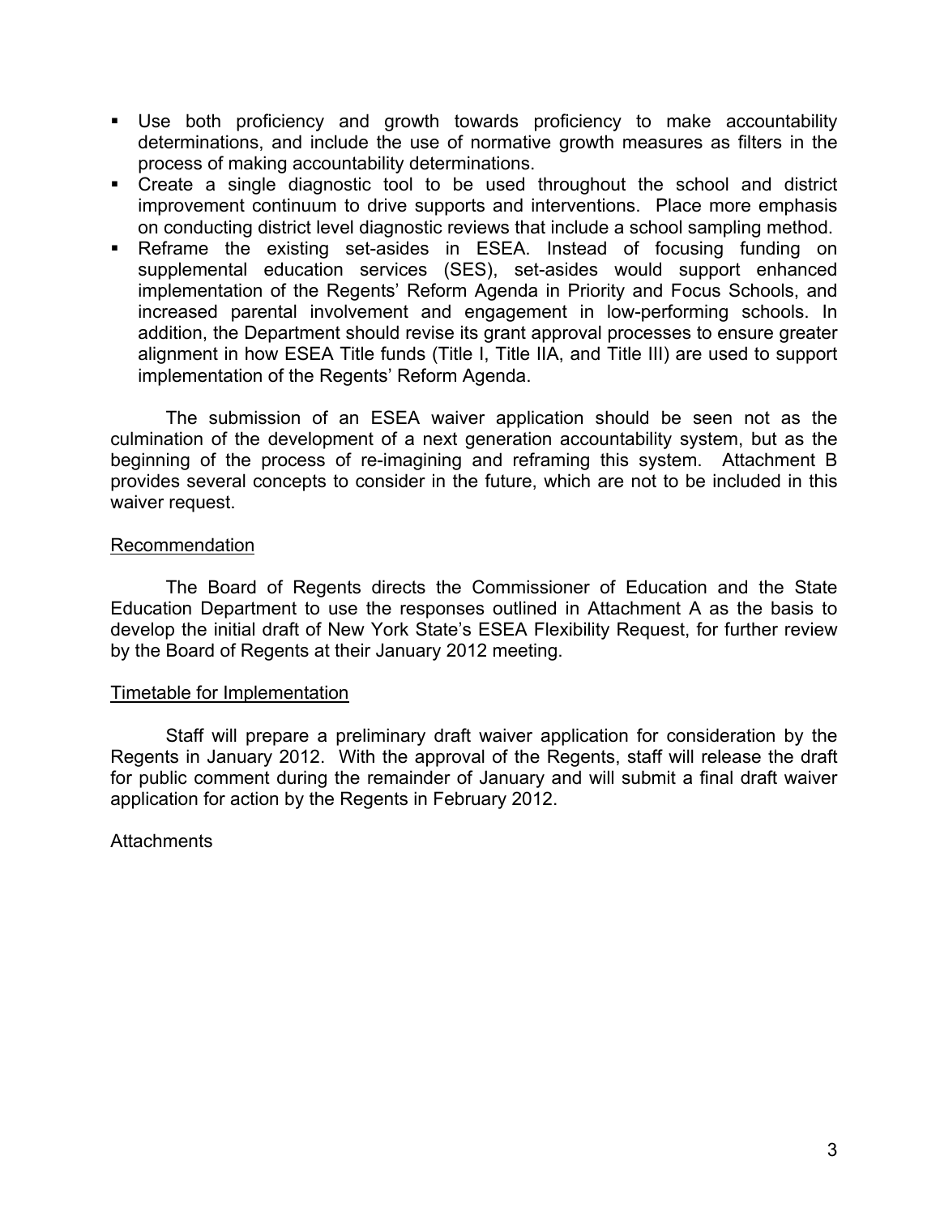- Use both proficiency and growth towards proficiency to make accountability determinations, and include the use of normative growth measures as filters in the process of making accountability determinations.
- Create a single diagnostic tool to be used throughout the school and district improvement continuum to drive supports and interventions. Place more emphasis on conducting district level diagnostic reviews that include a school sampling method.
- Reframe the existing set-asides in ESEA. Instead of focusing funding on supplemental education services (SES), set-asides would support enhanced implementation of the Regents' Reform Agenda in Priority and Focus Schools, and increased parental involvement and engagement in low-performing schools. In addition, the Department should revise its grant approval processes to ensure greater alignment in how ESEA Title funds (Title I, Title IIA, and Title III) are used to support implementation of the Regents' Reform Agenda.

The submission of an ESEA waiver application should be seen not as the culmination of the development of a next generation accountability system, but as the beginning of the process of re-imagining and reframing this system. Attachment B provides several concepts to consider in the future, which are not to be included in this waiver request.

## Recommendation

The Board of Regents directs the Commissioner of Education and the State Education Department to use the responses outlined in Attachment A as the basis to develop the initial draft of New York State's ESEA Flexibility Request, for further review by the Board of Regents at their January 2012 meeting.

## Timetable for Implementation

Staff will prepare a preliminary draft waiver application for consideration by the Regents in January 2012. With the approval of the Regents, staff will release the draft for public comment during the remainder of January and will submit a final draft waiver application for action by the Regents in February 2012.

Attachments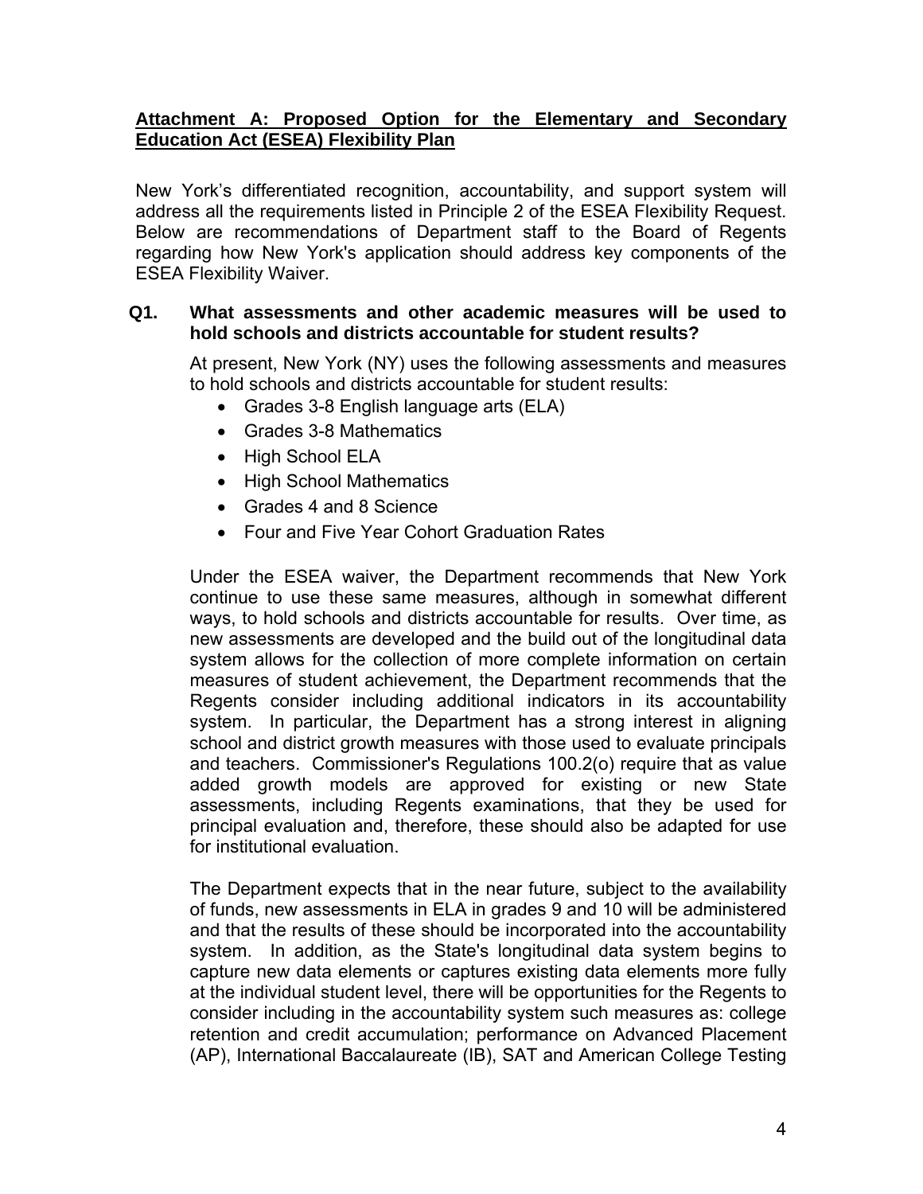## Attachment A: Proposed Option for the Elementary and Secondary Education Act (ESEA) Flexibility Plan

New York's differentiated recognition, accountability, and support system will address all the requirements listed in Principle 2 of the ESEA Flexibility Request. Below are recommendations of Department staff to the Board of Regents regarding how New York's application should address key components of the ESEA Flexibility Waiver.

**Q1. What assessments and other academic measures will be used to hold schools and districts accountable for student results?**

At present, New York (NY) uses the following assessments and measures to hold schools and districts accountable for student results:

- Grades 3-8 English language arts (ELA)
- Grades 3-8 Mathematics
- High School ELA
- High School Mathematics
- Grades 4 and 8 Science
- Four and Five Year Cohort Graduation Rates

Under the ESEA waiver, the Department recommends that New York continue to use these same measures, although in somewhat different ways, to hold schools and districts accountable for results. Over time, as new assessments are developed and the build out of the longitudinal data system allows for the collection of more complete information on certain measures of student achievement, the Department recommends that the Regents consider including additional indicators in its accountability system. In particular, the Department has a strong interest in aligning school and district growth measures with those used to evaluate principals and teachers. Commissioner's Regulations 100.2(o) require that as value added growth models are approved for existing or new State assessments, including Regents examinations, that they be used for principal evaluation and, therefore, these should also be adapted for use for institutional evaluation.

The Department expects that in the near future, subject to the availability of funds, new assessments in ELA in grades 9 and 10 will be administered and that the results of these should be incorporated into the accountability system. In addition, as the State's longitudinal data system begins to capture new data elements or captures existing data elements more fully at the individual student level, there will be opportunities for the Regents to consider including in the accountability system such measures as: college retention and credit accumulation; performance on Advanced Placement (AP), International Baccalaureate (IB), SAT and American College Testing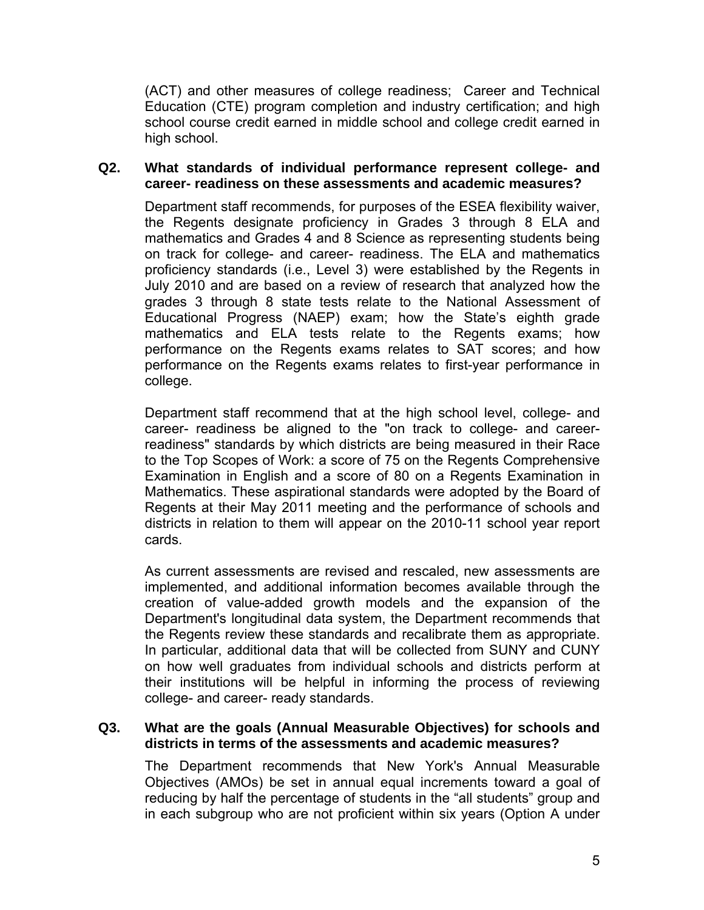(ACT) and other measures of college readiness; Career and Technical Education (CTE) program completion and industry certification; and high school course credit earned in middle school and college credit earned in high school.

**Q2. What standards of individual performance represent college- and career- readiness on these assessments and academic measures?**

Department staff recommends, for purposes of the ESEA flexibility waiver, the Regents designate proficiency in Grades 3 through 8 ELA and mathematics and Grades 4 and 8 Science as representing students being on track for college- and career- readiness. The ELA and mathematics proficiency standards (i.e., Level 3) were established by the Regents in July 2010 and are based on a review of research that analyzed how the grades 3 through 8 state tests relate to the National Assessment of Educational Progress (NAEP) exam; how the State's eighth grade mathematics and ELA tests relate to the Regents exams; how performance on the Regents exams relates to SAT scores; and how performance on the Regents exams relates to first-year performance in college.

Department staff recommend that at the high school level, college- and career- readiness be aligned to the "on track to college- and career-readiness" standards by which districts are being measured in their Race to the Top Scopes of Work: a score of 75 on the Regents Comprehensive Examination in English and a score of 80 on a Regents Examination in Mathematics. These aspirational standards were adopted by the Board of Regents at their May 2011 meeting and the performance of schools and districts in relation to them will appear on the 2010-11 school year report cards.

As current assessments are revised and rescaled, new assessments are implemented, and additional information becomes available through the creation of value-added growth models and the expansion of the Department's longitudinal data system, the Department recommends that the Regents review these standards and recalibrate them as appropriate. In particular, additional data that will be collected from SUNY and CUNY on how well graduates from individual schools and districts perform at their institutions will be helpful in informing the process of reviewing college- and career- ready standards.

**Q3. What are the goals (Annual Measurable Objectives) for schools and districts in terms of the assessments and academic measures?**

The Department recommends that New York's Annual Measurable Objectives (AMOs) be set in annual equal increments toward a goal of reducing by half the percentage of students in the "all students" group and in each subgroup who are not proficient within six years (Option A under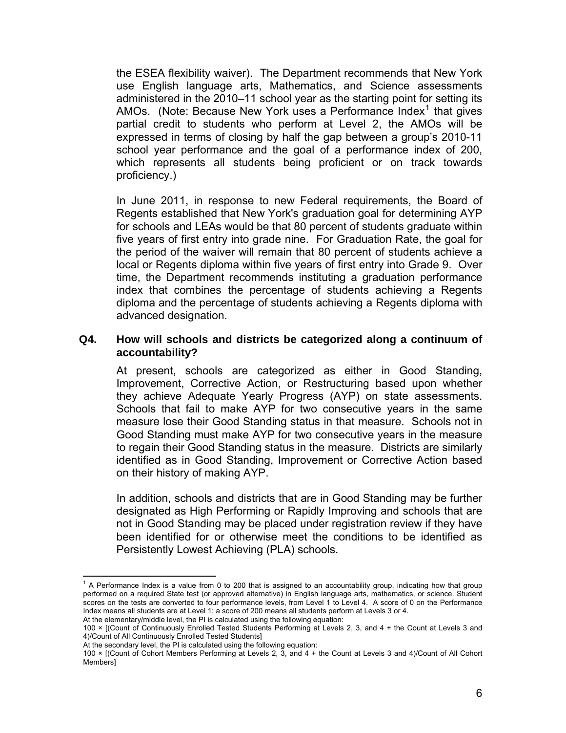the ESEA flexibility waiver). The Department recommends that New York use English language arts, Mathematics, and Science assessments administered in the 2010–11 school year as the starting point for setting its AMOs. (Note: Because New York uses a Performance Index[1] that gives partial credit to students who perform at Level 2, the AMOs will be expressed in terms of closing by half the gap between a group's 2010-11 school year performance and the goal of a performance index of 200, which represents all students being proficient or on track towards proficiency.)

In June 2011, in response to new Federal requirements, the Board of Regents established that New York's graduation goal for determining AYP for schools and LEAs would be that 80 percent of students graduate within five years of first entry into grade nine. For Graduation Rate, the goal for the period of the waiver will remain that 80 percent of students achieve a local or Regents diploma within five years of first entry into Grade 9. Over time, the Department recommends instituting a graduation performance index that combines the percentage of students achieving a Regents diploma and the percentage of students achieving a Regents diploma with advanced designation.

**Q4. How will schools and districts be categorized along a continuum of accountability?**

At present, schools are categorized as either in Good Standing, Improvement, Corrective Action, or Restructuring based upon whether they achieve Adequate Yearly Progress (AYP) on state assessments. Schools that fail to make AYP for two consecutive years in the same measure lose their Good Standing status in that measure. Schools not in Good Standing must make AYP for two consecutive years in the measure to regain their Good Standing status in the measure. Districts are similarly identified as in Good Standing, Improvement or Corrective Action based on their history of making AYP.

In addition, schools and districts that are in Good Standing may be further designated as High Performing or Rapidly Improving and schools that are not in Good Standing may be placed under registration review if they have been identified for or otherwise meet the conditions to be identified as Persistently Lowest Achieving (PLA) schools.

---

[1] A Performance Index is a value from 0 to 200 that is assigned to an accountability group, indicating how that group performed on a required State test (or approved alternative) in English language arts, mathematics, or science. Student scores on the tests are converted to four performance levels, from Level 1 to Level 4. A score of 0 on the Performance Index means all students are at Level 1; a score of 200 means all students perform at Levels 3 or 4.

At the elementary/middle level, the PI is calculated using the following equation:

100 × [(Count of Continuously Enrolled Tested Students Performing at Levels 2, 3, and 4 + the Count at Levels 3 and 4)/Count of All Continuously Enrolled Tested Students]

At the secondary level, the PI is calculated using the following equation:

100 × [(Count of Cohort Members Performing at Levels 2, 3, and 4 + the Count at Levels 3 and 4)/Count of All Cohort Members]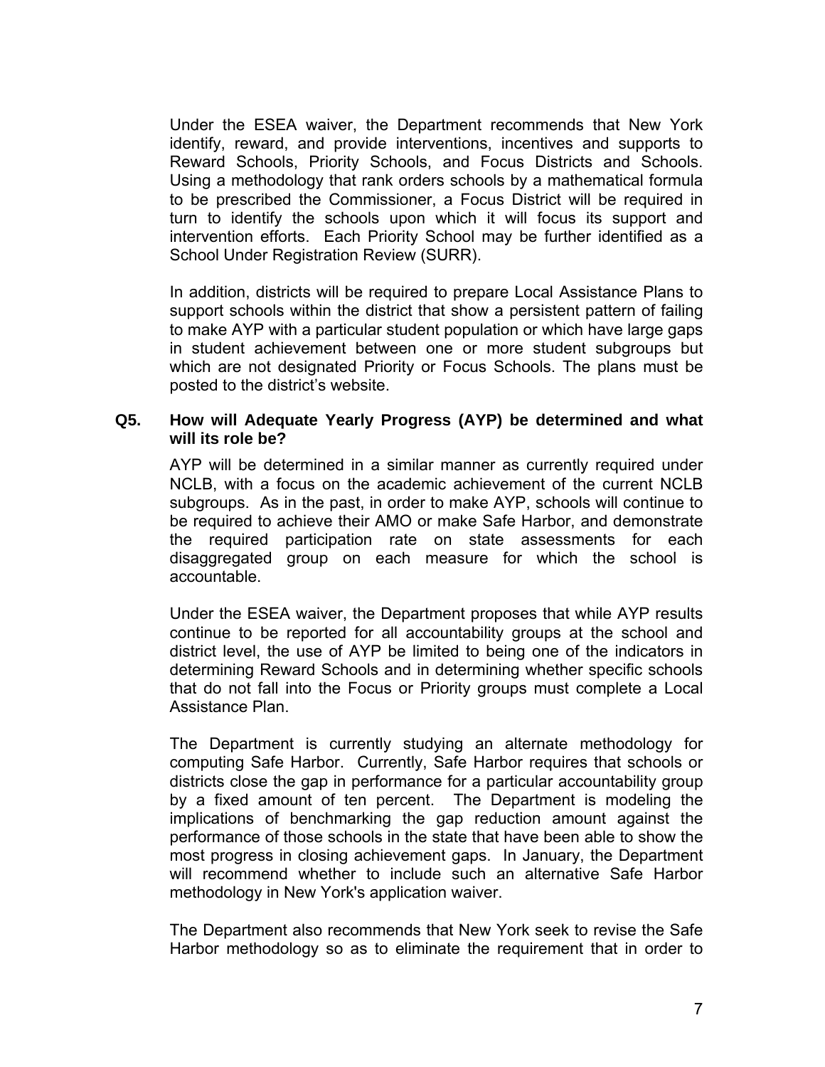Under the ESEA waiver, the Department recommends that New York identify, reward, and provide interventions, incentives and supports to Reward Schools, Priority Schools, and Focus Districts and Schools. Using a methodology that rank orders schools by a mathematical formula to be prescribed the Commissioner, a Focus District will be required in turn to identify the schools upon which it will focus its support and intervention efforts. Each Priority School may be further identified as a School Under Registration Review (SURR).

In addition, districts will be required to prepare Local Assistance Plans to support schools within the district that show a persistent pattern of failing to make AYP with a particular student population or which have large gaps in student achievement between one or more student subgroups but which are not designated Priority or Focus Schools. The plans must be posted to the district's website.

**Q5. How will Adequate Yearly Progress (AYP) be determined and what will its role be?**

AYP will be determined in a similar manner as currently required under NCLB, with a focus on the academic achievement of the current NCLB subgroups. As in the past, in order to make AYP, schools will continue to be required to achieve their AMO or make Safe Harbor, and demonstrate the required participation rate on state assessments for each disaggregated group on each measure for which the school is accountable.

Under the ESEA waiver, the Department proposes that while AYP results continue to be reported for all accountability groups at the school and district level, the use of AYP be limited to being one of the indicators in determining Reward Schools and in determining whether specific schools that do not fall into the Focus or Priority groups must complete a Local Assistance Plan.

The Department is currently studying an alternate methodology for computing Safe Harbor. Currently, Safe Harbor requires that schools or districts close the gap in performance for a particular accountability group by a fixed amount of ten percent. The Department is modeling the implications of benchmarking the gap reduction amount against the performance of those schools in the state that have been able to show the most progress in closing achievement gaps. In January, the Department will recommend whether to include such an alternative Safe Harbor methodology in New York's application waiver.

The Department also recommends that New York seek to revise the Safe Harbor methodology so as to eliminate the requirement that in order to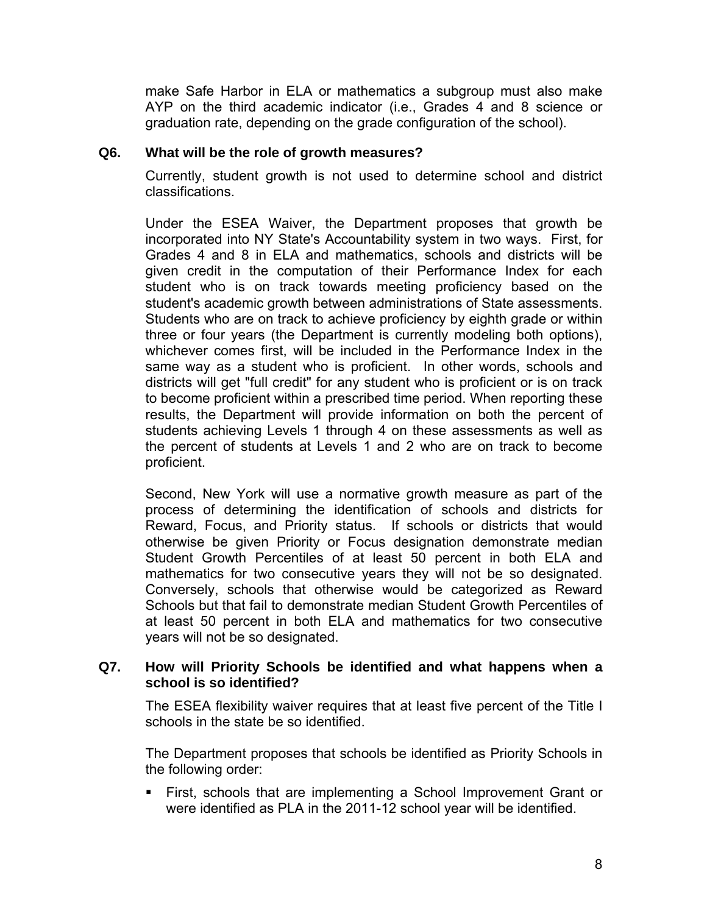make Safe Harbor in ELA or mathematics a subgroup must also make AYP on the third academic indicator (i.e., Grades 4 and 8 science or graduation rate, depending on the grade configuration of the school).

**Q6. What will be the role of growth measures?**

Currently, student growth is not used to determine school and district classifications.

Under the ESEA Waiver, the Department proposes that growth be incorporated into NY State's Accountability system in two ways. First, for Grades 4 and 8 in ELA and mathematics, schools and districts will be given credit in the computation of their Performance Index for each student who is on track towards meeting proficiency based on the student's academic growth between administrations of State assessments. Students who are on track to achieve proficiency by eighth grade or within three or four years (the Department is currently modeling both options), whichever comes first, will be included in the Performance Index in the same way as a student who is proficient. In other words, schools and districts will get "full credit" for any student who is proficient or is on track to become proficient within a prescribed time period. When reporting these results, the Department will provide information on both the percent of students achieving Levels 1 through 4 on these assessments as well as the percent of students at Levels 1 and 2 who are on track to become proficient.

Second, New York will use a normative growth measure as part of the process of determining the identification of schools and districts for Reward, Focus, and Priority status. If schools or districts that would otherwise be given Priority or Focus designation demonstrate median Student Growth Percentiles of at least 50 percent in both ELA and mathematics for two consecutive years they will not be so designated. Conversely, schools that otherwise would be categorized as Reward Schools but that fail to demonstrate median Student Growth Percentiles of at least 50 percent in both ELA and mathematics for two consecutive years will not be so designated.

**Q7. How will Priority Schools be identified and what happens when a school is so identified?**

The ESEA flexibility waiver requires that at least five percent of the Title I schools in the state be so identified.

The Department proposes that schools be identified as Priority Schools in the following order:

- First, schools that are implementing a School Improvement Grant or were identified as PLA in the 2011-12 school year will be identified.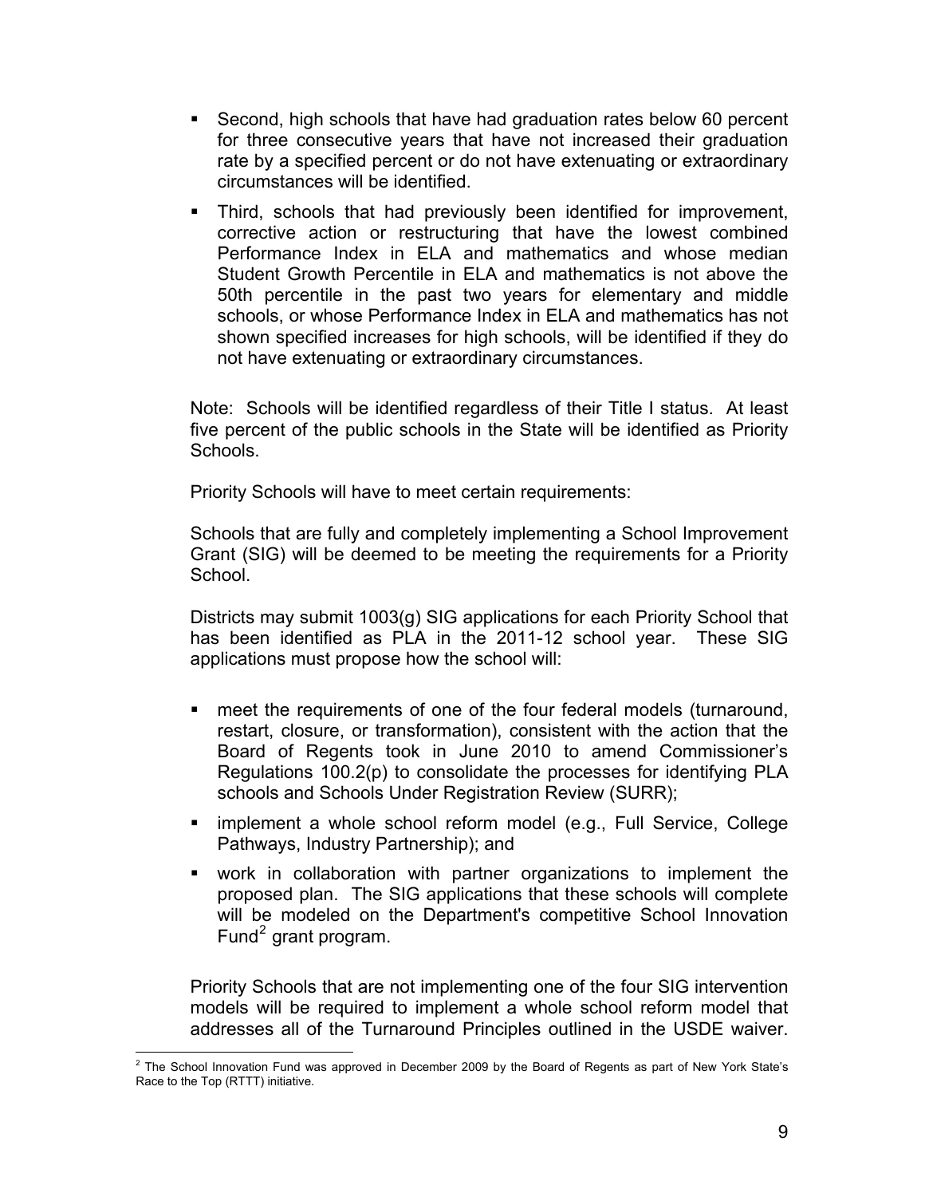- Second, high schools that have had graduation rates below 60 percent for three consecutive years that have not increased their graduation rate by a specified percent or do not have extenuating or extraordinary circumstances will be identified.
- Third, schools that had previously been identified for improvement, corrective action or restructuring that have the lowest combined Performance Index in ELA and mathematics and whose median Student Growth Percentile in ELA and mathematics is not above the 50th percentile in the past two years for elementary and middle schools, or whose Performance Index in ELA and mathematics has not shown specified increases for high schools, will be identified if they do not have extenuating or extraordinary circumstances.

Note: Schools will be identified regardless of their Title I status. At least five percent of the public schools in the State will be identified as Priority Schools.

Priority Schools will have to meet certain requirements:

Schools that are fully and completely implementing a School Improvement Grant (SIG) will be deemed to be meeting the requirements for a Priority School.

Districts may submit 1003(g) SIG applications for each Priority School that has been identified as PLA in the 2011-12 school year. These SIG applications must propose how the school will:

- meet the requirements of one of the four federal models (turnaround, restart, closure, or transformation), consistent with the action that the Board of Regents took in June 2010 to amend Commissioner's Regulations 100.2(p) to consolidate the processes for identifying PLA schools and Schools Under Registration Review (SURR);
- implement a whole school reform model (e.g., Full Service, College Pathways, Industry Partnership); and
- work in collaboration with partner organizations to implement the proposed plan. The SIG applications that these schools will complete will be modeled on the Department's competitive School Innovation Fund[2] grant program.

Priority Schools that are not implementing one of the four SIG intervention models will be required to implement a whole school reform model that addresses all of the Turnaround Principles outlined in the USDE waiver.

[2] The School Innovation Fund was approved in December 2009 by the Board of Regents as part of New York State's Race to the Top (RTTT) initiative.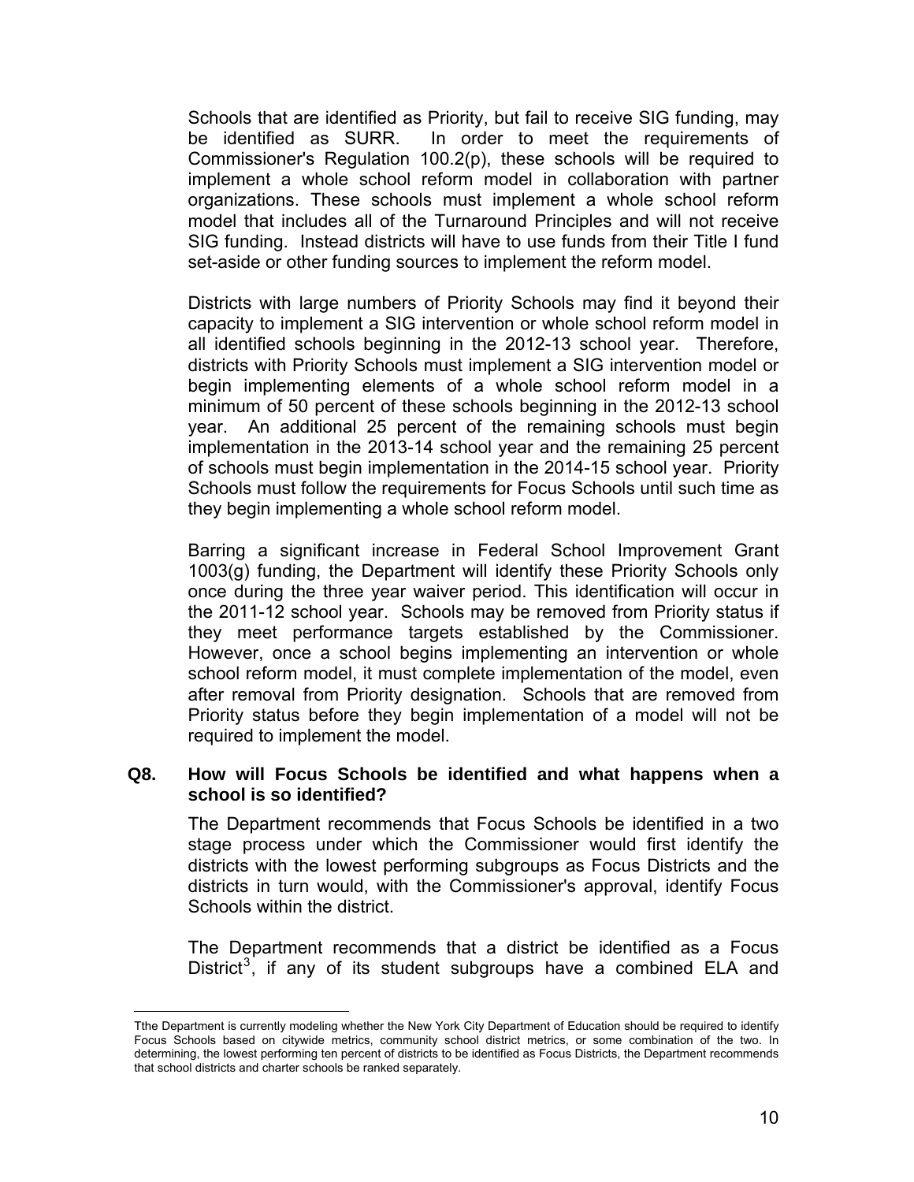Schools that are identified as Priority, but fail to receive SIG funding, may be identified as SURR. In order to meet the requirements of Commissioner's Regulation 100.2(p), these schools will be required to implement a whole school reform model in collaboration with partner organizations. These schools must implement a whole school reform model that includes all of the Turnaround Principles and will not receive SIG funding. Instead districts will have to use funds from their Title I fund set-aside or other funding sources to implement the reform model.

Districts with large numbers of Priority Schools may find it beyond their capacity to implement a SIG intervention or whole school reform model in all identified schools beginning in the 2012-13 school year. Therefore, districts with Priority Schools must implement a SIG intervention model or begin implementing elements of a whole school reform model in a minimum of 50 percent of these schools beginning in the 2012-13 school year. An additional 25 percent of the remaining schools must begin implementation in the 2013-14 school year and the remaining 25 percent of schools must begin implementation in the 2014-15 school year. Priority Schools must follow the requirements for Focus Schools until such time as they begin implementing a whole school reform model.

Barring a significant increase in Federal School Improvement Grant 1003(g) funding, the Department will identify these Priority Schools only once during the three year waiver period. This identification will occur in the 2011-12 school year. Schools may be removed from Priority status if they meet performance targets established by the Commissioner. However, once a school begins implementing an intervention or whole school reform model, it must complete implementation of the model, even after removal from Priority designation. Schools that are removed from Priority status before they begin implementation of a model will not be required to implement the model.

**Q8. How will Focus Schools be identified and what happens when a school is so identified?**

The Department recommends that Focus Schools be identified in a two stage process under which the Commissioner would first identify the districts with the lowest performing subgroups as Focus Districts and the districts in turn would, with the Commissioner's approval, identify Focus Schools within the district.

The Department recommends that a district be identified as a Focus District[3], if any of its student subgroups have a combined ELA and

---

Tthe Department is currently modeling whether the New York City Department of Education should be required to identify Focus Schools based on citywide metrics, community school district metrics, or some combination of the two. In determining, the lowest performing ten percent of districts to be identified as Focus Districts, the Department recommends that school districts and charter schools be ranked separately.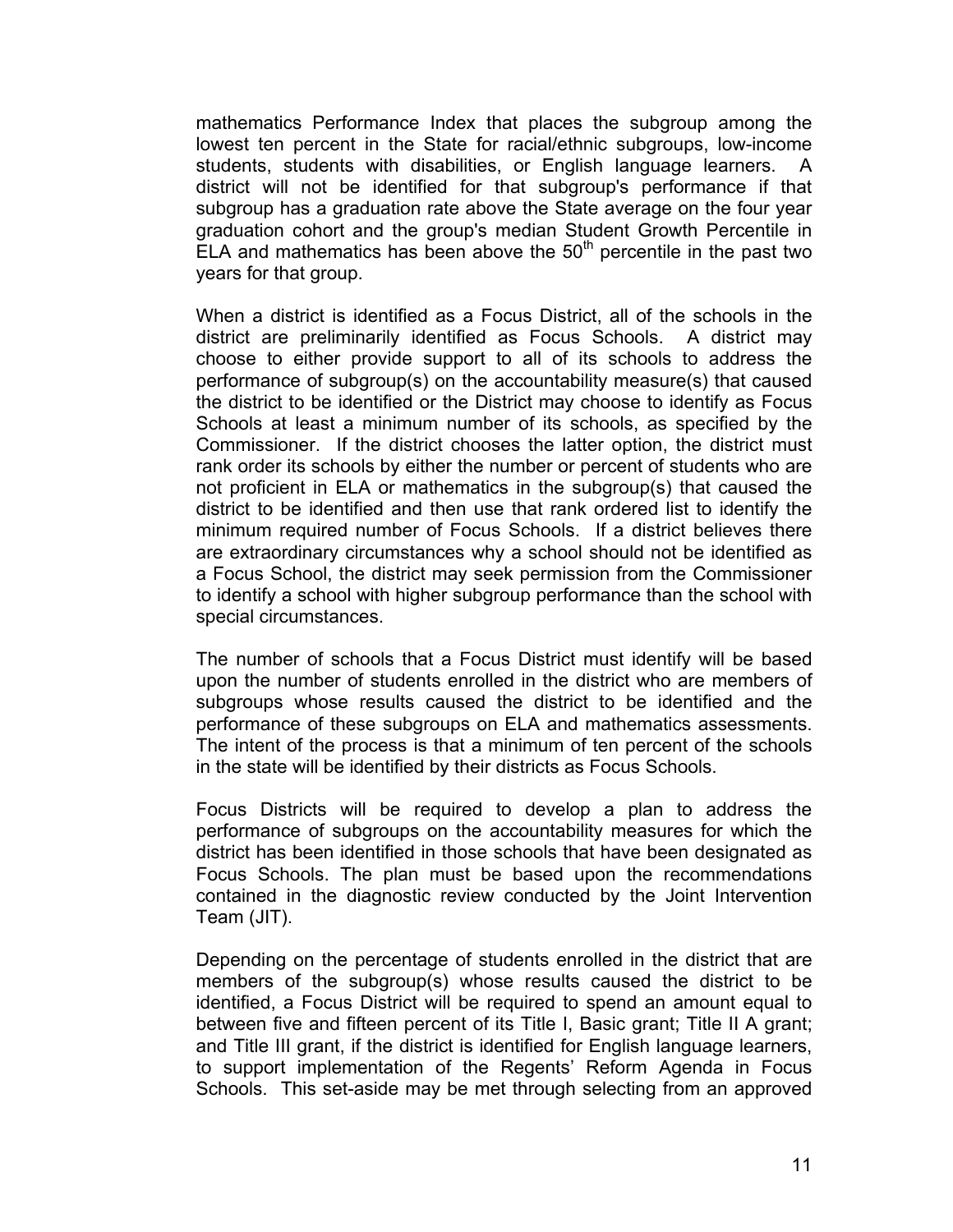mathematics Performance Index that places the subgroup among the lowest ten percent in the State for racial/ethnic subgroups, low-income students, students with disabilities, or English language learners. A district will not be identified for that subgroup's performance if that subgroup has a graduation rate above the State average on the four year graduation cohort and the group's median Student Growth Percentile in ELA and mathematics has been above the $50^{th}$ percentile in the past two years for that group.

When a district is identified as a Focus District, all of the schools in the district are preliminarily identified as Focus Schools. A district may choose to either provide support to all of its schools to address the performance of subgroup(s) on the accountability measure(s) that caused the district to be identified or the District may choose to identify as Focus Schools at least a minimum number of its schools, as specified by the Commissioner. If the district chooses the latter option, the district must rank order its schools by either the number or percent of students who are not proficient in ELA or mathematics in the subgroup(s) that caused the district to be identified and then use that rank ordered list to identify the minimum required number of Focus Schools. If a district believes there are extraordinary circumstances why a school should not be identified as a Focus School, the district may seek permission from the Commissioner to identify a school with higher subgroup performance than the school with special circumstances.

The number of schools that a Focus District must identify will be based upon the number of students enrolled in the district who are members of subgroups whose results caused the district to be identified and the performance of these subgroups on ELA and mathematics assessments. The intent of the process is that a minimum of ten percent of the schools in the state will be identified by their districts as Focus Schools.

Focus Districts will be required to develop a plan to address the performance of subgroups on the accountability measures for which the district has been identified in those schools that have been designated as Focus Schools. The plan must be based upon the recommendations contained in the diagnostic review conducted by the Joint Intervention Team (JIT).

Depending on the percentage of students enrolled in the district that are members of the subgroup(s) whose results caused the district to be identified, a Focus District will be required to spend an amount equal to between five and fifteen percent of its Title I, Basic grant; Title II A grant; and Title III grant, if the district is identified for English language learners, to support implementation of the Regents' Reform Agenda in Focus Schools. This set-aside may be met through selecting from an approved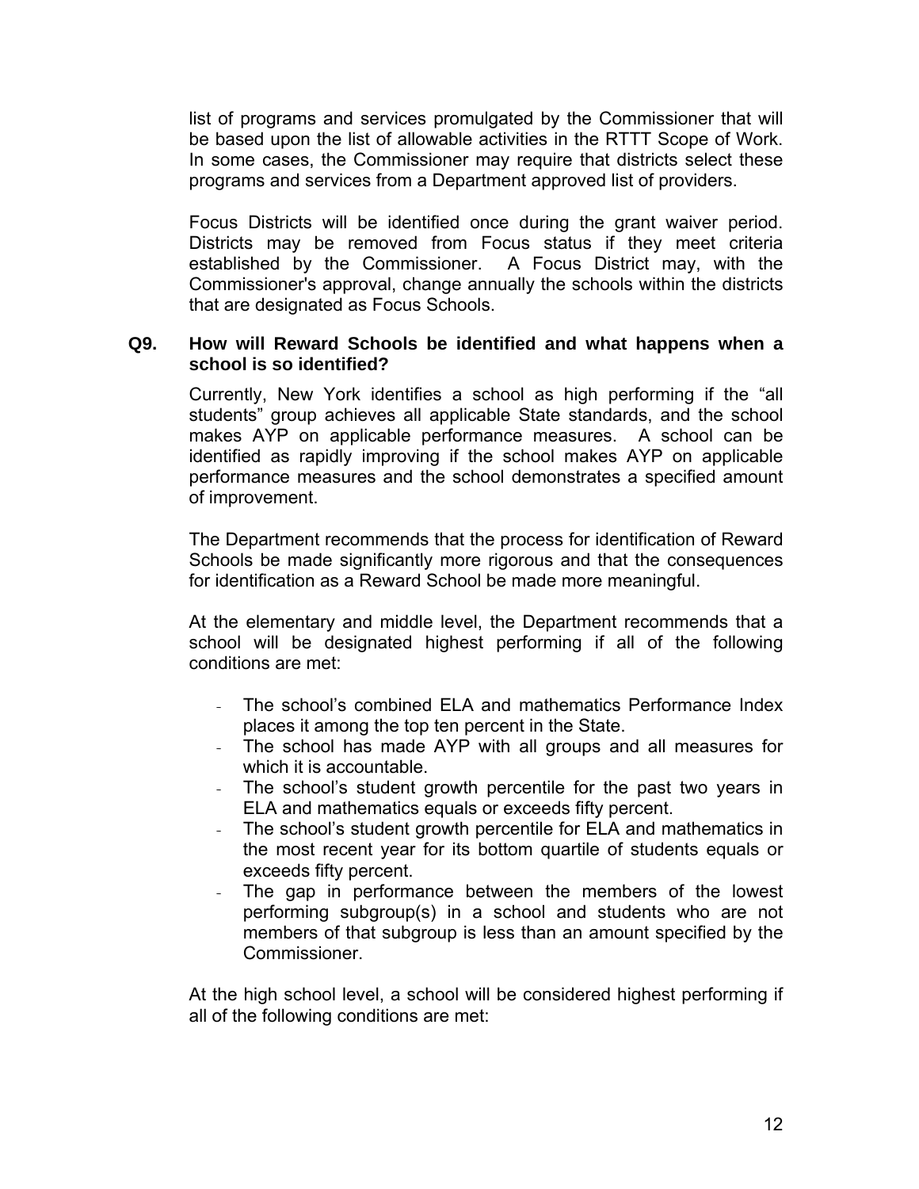list of programs and services promulgated by the Commissioner that will be based upon the list of allowable activities in the RTTT Scope of Work. In some cases, the Commissioner may require that districts select these programs and services from a Department approved list of providers.

Focus Districts will be identified once during the grant waiver period. Districts may be removed from Focus status if they meet criteria established by the Commissioner. A Focus District may, with the Commissioner's approval, change annually the schools within the districts that are designated as Focus Schools.

**Q9. How will Reward Schools be identified and what happens when a school is so identified?**

Currently, New York identifies a school as high performing if the "all students" group achieves all applicable State standards, and the school makes AYP on applicable performance measures. A school can be identified as rapidly improving if the school makes AYP on applicable performance measures and the school demonstrates a specified amount of improvement.

The Department recommends that the process for identification of Reward Schools be made significantly more rigorous and that the consequences for identification as a Reward School be made more meaningful.

At the elementary and middle level, the Department recommends that a school will be designated highest performing if all of the following conditions are met:

- The school's combined ELA and mathematics Performance Index places it among the top ten percent in the State.
- The school has made AYP with all groups and all measures for which it is accountable.
- The school's student growth percentile for the past two years in ELA and mathematics equals or exceeds fifty percent.
- The school's student growth percentile for ELA and mathematics in the most recent year for its bottom quartile of students equals or exceeds fifty percent.
- The gap in performance between the members of the lowest performing subgroup(s) in a school and students who are not members of that subgroup is less than an amount specified by the Commissioner.

At the high school level, a school will be considered highest performing if all of the following conditions are met: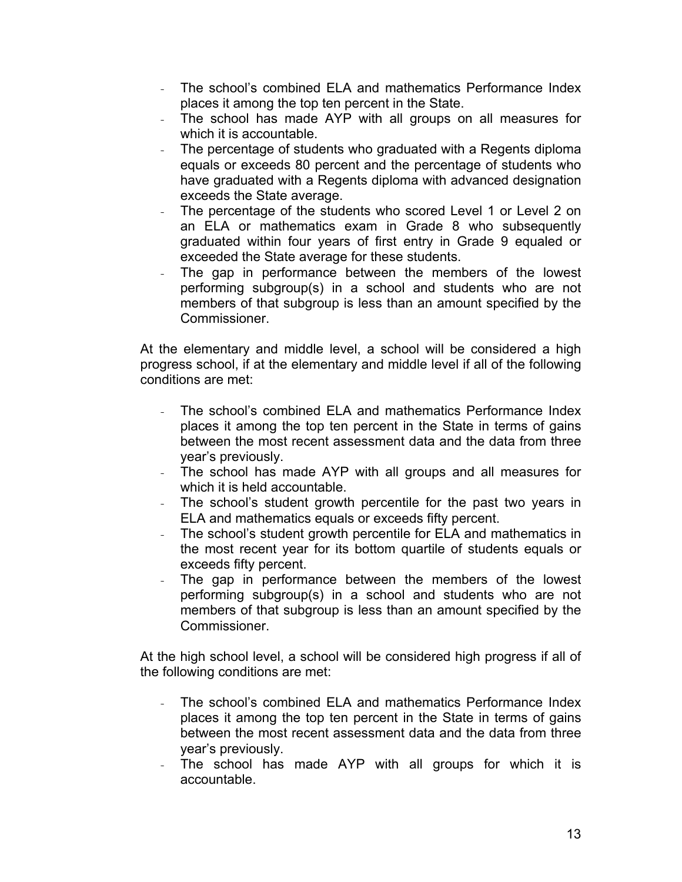- The school's combined ELA and mathematics Performance Index places it among the top ten percent in the State.
- The school has made AYP with all groups on all measures for which it is accountable.
- The percentage of students who graduated with a Regents diploma equals or exceeds 80 percent and the percentage of students who have graduated with a Regents diploma with advanced designation exceeds the State average.
- The percentage of the students who scored Level 1 or Level 2 on an ELA or mathematics exam in Grade 8 who subsequently graduated within four years of first entry in Grade 9 equaled or exceeded the State average for these students.
- The gap in performance between the members of the lowest performing subgroup(s) in a school and students who are not members of that subgroup is less than an amount specified by the Commissioner.

At the elementary and middle level, a school will be considered a high progress school, if at the elementary and middle level if all of the following conditions are met:

- The school's combined ELA and mathematics Performance Index places it among the top ten percent in the State in terms of gains between the most recent assessment data and the data from three year's previously.
- The school has made AYP with all groups and all measures for which it is held accountable.
- The school's student growth percentile for the past two years in ELA and mathematics equals or exceeds fifty percent.
- The school's student growth percentile for ELA and mathematics in the most recent year for its bottom quartile of students equals or exceeds fifty percent.
- The gap in performance between the members of the lowest performing subgroup(s) in a school and students who are not members of that subgroup is less than an amount specified by the Commissioner.

At the high school level, a school will be considered high progress if all of the following conditions are met:

- The school's combined ELA and mathematics Performance Index places it among the top ten percent in the State in terms of gains between the most recent assessment data and the data from three year's previously.
- The school has made AYP with all groups for which it is accountable.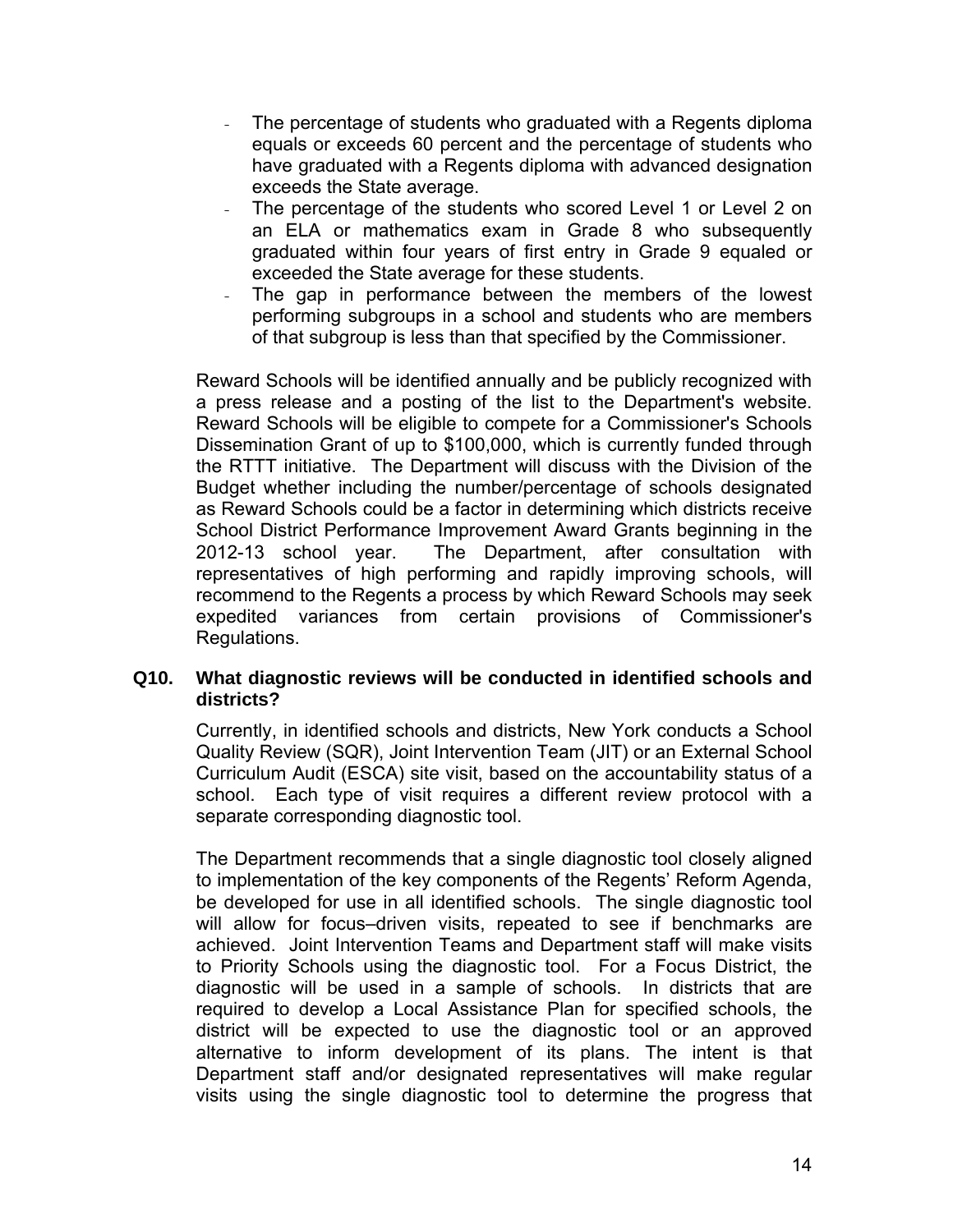- The percentage of students who graduated with a Regents diploma equals or exceeds 60 percent and the percentage of students who have graduated with a Regents diploma with advanced designation exceeds the State average.
- The percentage of the students who scored Level 1 or Level 2 on an ELA or mathematics exam in Grade 8 who subsequently graduated within four years of first entry in Grade 9 equaled or exceeded the State average for these students.
- The gap in performance between the members of the lowest performing subgroups in a school and students who are members of that subgroup is less than that specified by the Commissioner.

Reward Schools will be identified annually and be publicly recognized with a press release and a posting of the list to the Department's website. Reward Schools will be eligible to compete for a Commissioner's Schools Dissemination Grant of up to $100,000, which is currently funded through the RTTT initiative. The Department will discuss with the Division of the Budget whether including the number/percentage of schools designated as Reward Schools could be a factor in determining which districts receive School District Performance Improvement Award Grants beginning in the 2012-13 school year. The Department, after consultation with representatives of high performing and rapidly improving schools, will recommend to the Regents a process by which Reward Schools may seek expedited variances from certain provisions of Commissioner's Regulations.

**Q10. What diagnostic reviews will be conducted in identified schools and districts?**

Currently, in identified schools and districts, New York conducts a School Quality Review (SQR), Joint Intervention Team (JIT) or an External School Curriculum Audit (ESCA) site visit, based on the accountability status of a school. Each type of visit requires a different review protocol with a separate corresponding diagnostic tool.

The Department recommends that a single diagnostic tool closely aligned to implementation of the key components of the Regents' Reform Agenda, be developed for use in all identified schools. The single diagnostic tool will allow for focus–driven visits, repeated to see if benchmarks are achieved. Joint Intervention Teams and Department staff will make visits to Priority Schools using the diagnostic tool. For a Focus District, the diagnostic will be used in a sample of schools. In districts that are required to develop a Local Assistance Plan for specified schools, the district will be expected to use the diagnostic tool or an approved alternative to inform development of its plans. The intent is that Department staff and/or designated representatives will make regular visits using the single diagnostic tool to determine the progress that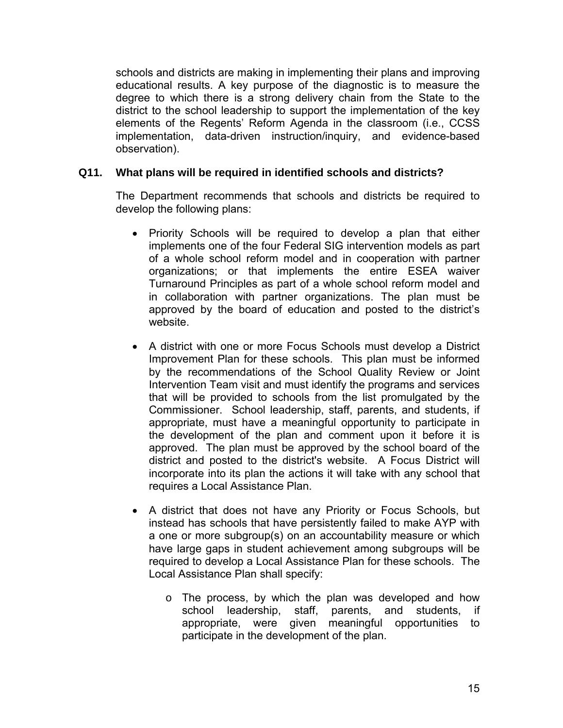schools and districts are making in implementing their plans and improving educational results. A key purpose of the diagnostic is to measure the degree to which there is a strong delivery chain from the State to the district to the school leadership to support the implementation of the key elements of the Regents' Reform Agenda in the classroom (i.e., CCSS implementation, data-driven instruction/inquiry, and evidence-based observation).

**Q11. What plans will be required in identified schools and districts?**

The Department recommends that schools and districts be required to develop the following plans:

- Priority Schools will be required to develop a plan that either implements one of the four Federal SIG intervention models as part of a whole school reform model and in cooperation with partner organizations; or that implements the entire ESEA waiver Turnaround Principles as part of a whole school reform model and in collaboration with partner organizations. The plan must be approved by the board of education and posted to the district's website.

- A district with one or more Focus Schools must develop a District Improvement Plan for these schools. This plan must be informed by the recommendations of the School Quality Review or Joint Intervention Team visit and must identify the programs and services that will be provided to schools from the list promulgated by the Commissioner. School leadership, staff, parents, and students, if appropriate, must have a meaningful opportunity to participate in the development of the plan and comment upon it before it is approved. The plan must be approved by the school board of the district and posted to the district's website. A Focus District will incorporate into its plan the actions it will take with any school that requires a Local Assistance Plan.

- A district that does not have any Priority or Focus Schools, but instead has schools that have persistently failed to make AYP with a one or more subgroup(s) on an accountability measure or which have large gaps in student achievement among subgroups will be required to develop a Local Assistance Plan for these schools. The Local Assistance Plan shall specify:

    - The process, by which the plan was developed and how school leadership, staff, parents, and students, if appropriate, were given meaningful opportunities to participate in the development of the plan.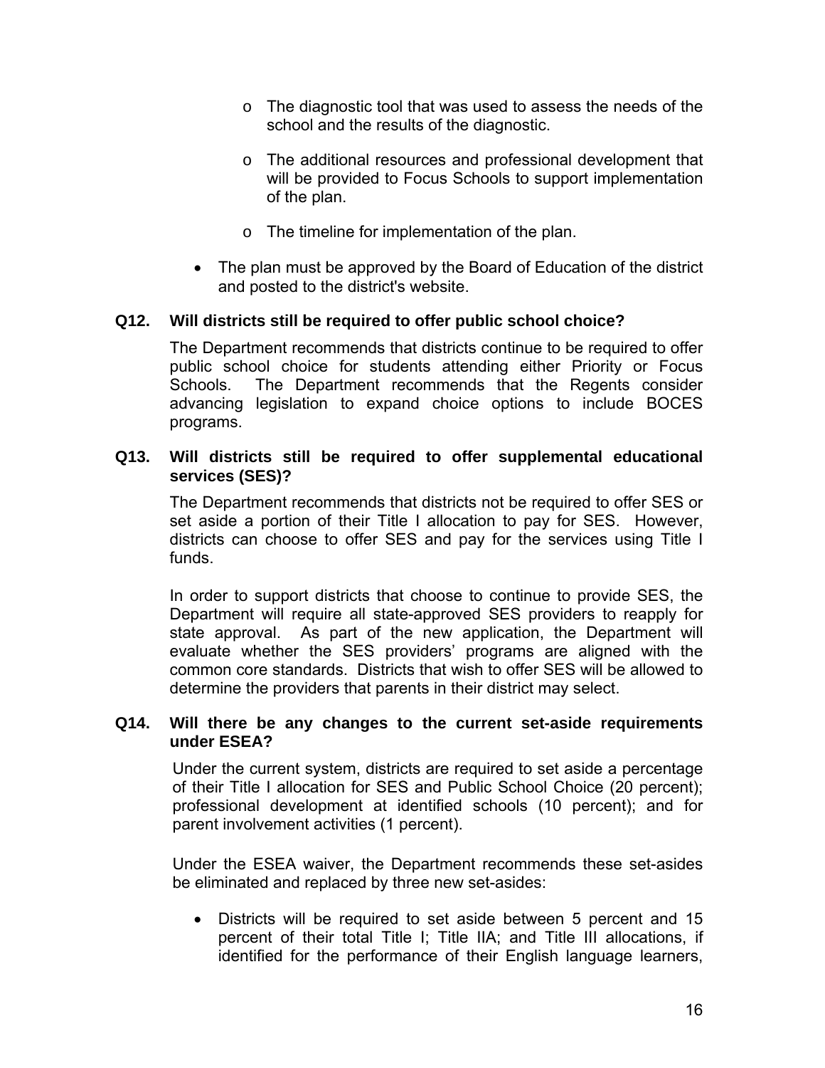- The diagnostic tool that was used to assess the needs of the school and the results of the diagnostic.

  - The additional resources and professional development that will be provided to Focus Schools to support implementation of the plan.

  - The timeline for implementation of the plan.

- The plan must be approved by the Board of Education of the district and posted to the district's website.

**Q12. Will districts still be required to offer public school choice?**

The Department recommends that districts continue to be required to offer public school choice for students attending either Priority or Focus Schools. The Department recommends that the Regents consider advancing legislation to expand choice options to include BOCES programs.

**Q13. Will districts still be required to offer supplemental educational services (SES)?**

The Department recommends that districts not be required to offer SES or set aside a portion of their Title I allocation to pay for SES. However, districts can choose to offer SES and pay for the services using Title I funds.

In order to support districts that choose to continue to provide SES, the Department will require all state-approved SES providers to reapply for state approval. As part of the new application, the Department will evaluate whether the SES providers' programs are aligned with the common core standards. Districts that wish to offer SES will be allowed to determine the providers that parents in their district may select.

**Q14. Will there be any changes to the current set-aside requirements under ESEA?**

Under the current system, districts are required to set aside a percentage of their Title I allocation for SES and Public School Choice (20 percent); professional development at identified schools (10 percent); and for parent involvement activities (1 percent).

Under the ESEA waiver, the Department recommends these set-asides be eliminated and replaced by three new set-asides:

- Districts will be required to set aside between 5 percent and 15 percent of their total Title I; Title IIA; and Title III allocations, if identified for the performance of their English language learners,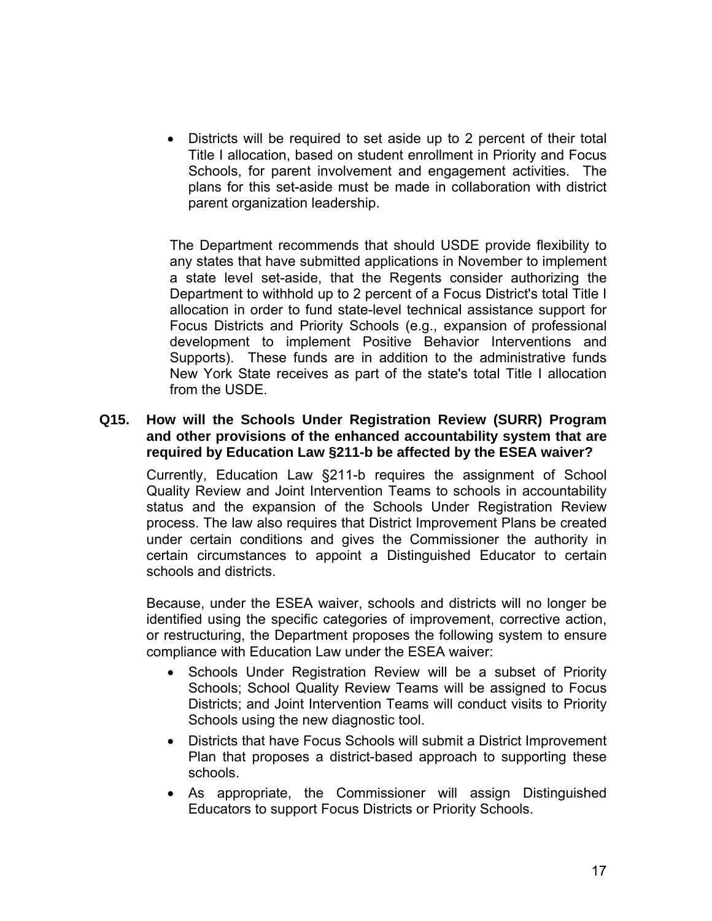- Districts will be required to set aside up to 2 percent of their total Title I allocation, based on student enrollment in Priority and Focus Schools, for parent involvement and engagement activities. The plans for this set-aside must be made in collaboration with district parent organization leadership.

The Department recommends that should USDE provide flexibility to any states that have submitted applications in November to implement a state level set-aside, that the Regents consider authorizing the Department to withhold up to 2 percent of a Focus District's total Title I allocation in order to fund state-level technical assistance support for Focus Districts and Priority Schools (e.g., expansion of professional development to implement Positive Behavior Interventions and Supports). These funds are in addition to the administrative funds New York State receives as part of the state's total Title I allocation from the USDE.

**Q15. How will the Schools Under Registration Review (SURR) Program and other provisions of the enhanced accountability system that are required by Education Law §211-b be affected by the ESEA waiver?**

Currently, Education Law §211-b requires the assignment of School Quality Review and Joint Intervention Teams to schools in accountability status and the expansion of the Schools Under Registration Review process. The law also requires that District Improvement Plans be created under certain conditions and gives the Commissioner the authority in certain circumstances to appoint a Distinguished Educator to certain schools and districts.

Because, under the ESEA waiver, schools and districts will no longer be identified using the specific categories of improvement, corrective action, or restructuring, the Department proposes the following system to ensure compliance with Education Law under the ESEA waiver:

- Schools Under Registration Review will be a subset of Priority Schools; School Quality Review Teams will be assigned to Focus Districts; and Joint Intervention Teams will conduct visits to Priority Schools using the new diagnostic tool.
- Districts that have Focus Schools will submit a District Improvement Plan that proposes a district-based approach to supporting these schools.
- As appropriate, the Commissioner will assign Distinguished Educators to support Focus Districts or Priority Schools.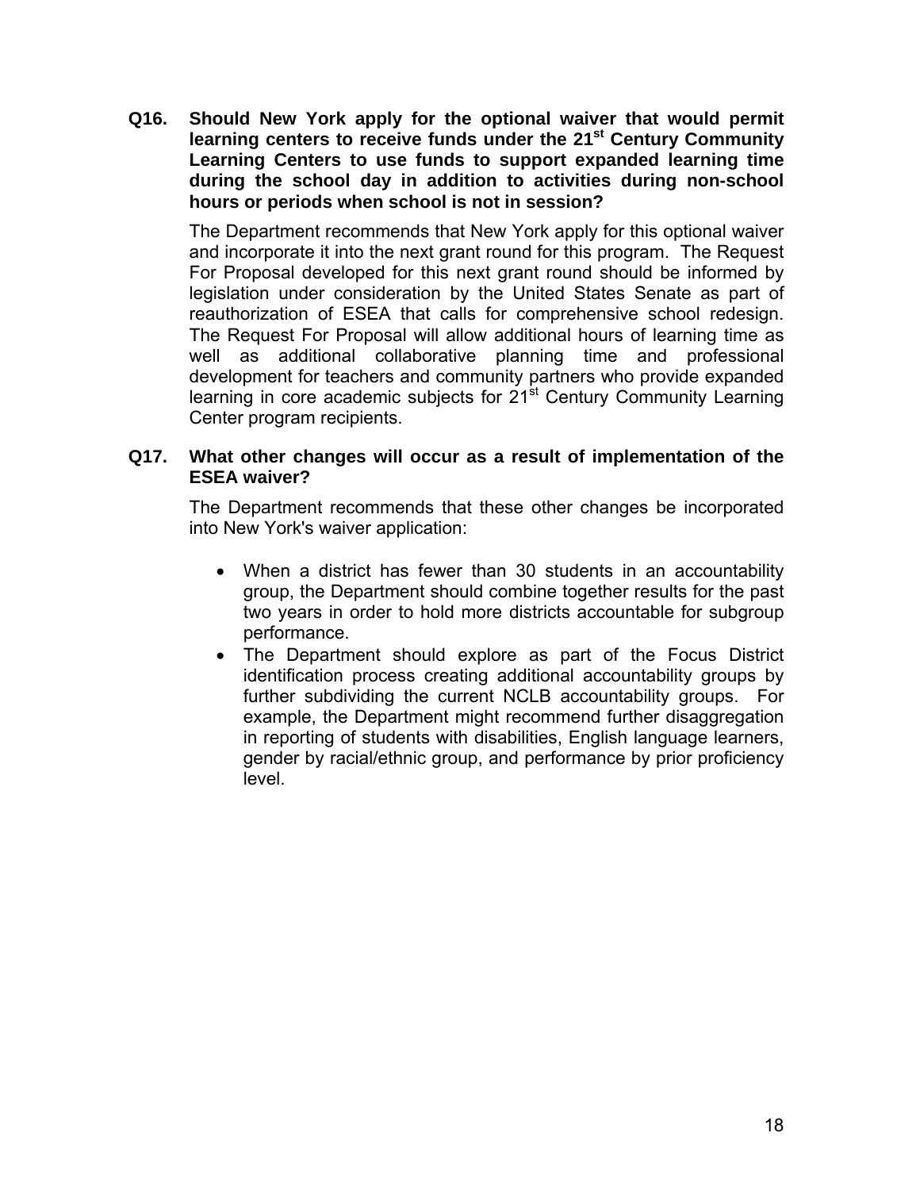**Q16. Should New York apply for the optional waiver that would permit learning centers to receive funds under the 21st Century Community Learning Centers to use funds to support expanded learning time during the school day in addition to activities during non-school hours or periods when school is not in session?**

The Department recommends that New York apply for this optional waiver and incorporate it into the next grant round for this program. The Request For Proposal developed for this next grant round should be informed by legislation under consideration by the United States Senate as part of reauthorization of ESEA that calls for comprehensive school redesign. The Request For Proposal will allow additional hours of learning time as well as additional collaborative planning time and professional development for teachers and community partners who provide expanded learning in core academic subjects for 21st Century Community Learning Center program recipients.

**Q17. What other changes will occur as a result of implementation of the ESEA waiver?**

The Department recommends that these other changes be incorporated into New York's waiver application:

- When a district has fewer than 30 students in an accountability group, the Department should combine together results for the past two years in order to hold more districts accountable for subgroup performance.
- The Department should explore as part of the Focus District identification process creating additional accountability groups by further subdividing the current NCLB accountability groups. For example, the Department might recommend further disaggregation in reporting of students with disabilities, English language learners, gender by racial/ethnic group, and performance by prior proficiency level.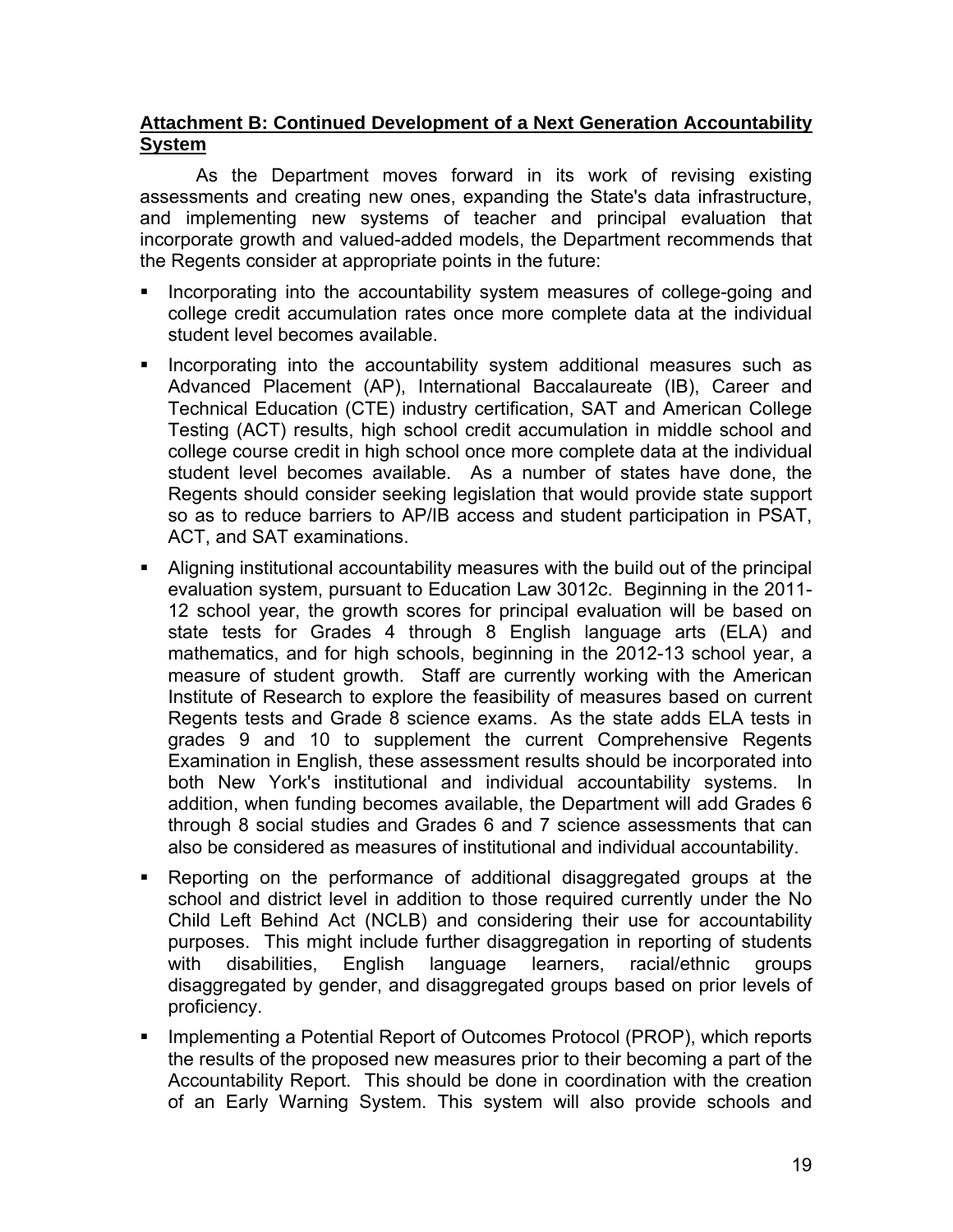**Attachment B: Continued Development of a Next Generation Accountability System**

As the Department moves forward in its work of revising existing assessments and creating new ones, expanding the State's data infrastructure, and implementing new systems of teacher and principal evaluation that incorporate growth and valued-added models, the Department recommends that the Regents consider at appropriate points in the future:

- Incorporating into the accountability system measures of college-going and college credit accumulation rates once more complete data at the individual student level becomes available.
- Incorporating into the accountability system additional measures such as Advanced Placement (AP), International Baccalaureate (IB), Career and Technical Education (CTE) industry certification, SAT and American College Testing (ACT) results, high school credit accumulation in middle school and college course credit in high school once more complete data at the individual student level becomes available. As a number of states have done, the Regents should consider seeking legislation that would provide state support so as to reduce barriers to AP/IB access and student participation in PSAT, ACT, and SAT examinations.
- Aligning institutional accountability measures with the build out of the principal evaluation system, pursuant to Education Law 3012c. Beginning in the 2011-12 school year, the growth scores for principal evaluation will be based on state tests for Grades 4 through 8 English language arts (ELA) and mathematics, and for high schools, beginning in the 2012-13 school year, a measure of student growth. Staff are currently working with the American Institute of Research to explore the feasibility of measures based on current Regents tests and Grade 8 science exams. As the state adds ELA tests in grades 9 and 10 to supplement the current Comprehensive Regents Examination in English, these assessment results should be incorporated into both New York's institutional and individual accountability systems. In addition, when funding becomes available, the Department will add Grades 6 through 8 social studies and Grades 6 and 7 science assessments that can also be considered as measures of institutional and individual accountability.
- Reporting on the performance of additional disaggregated groups at the school and district level in addition to those required currently under the No Child Left Behind Act (NCLB) and considering their use for accountability purposes. This might include further disaggregation in reporting of students with disabilities, English language learners, racial/ethnic groups disaggregated by gender, and disaggregated groups based on prior levels of proficiency.
- Implementing a Potential Report of Outcomes Protocol (PROP), which reports the results of the proposed new measures prior to their becoming a part of the Accountability Report. This should be done in coordination with the creation of an Early Warning System. This system will also provide schools and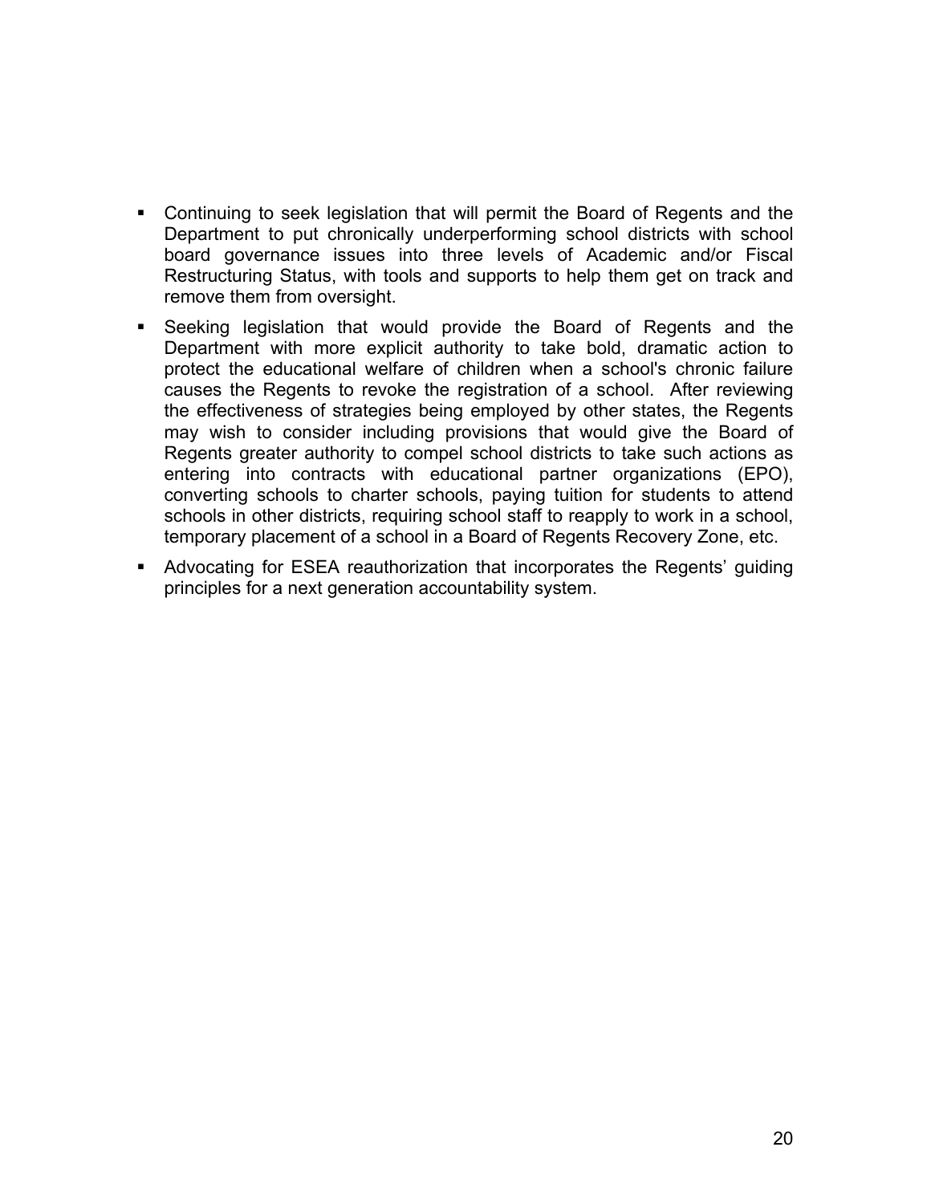- Continuing to seek legislation that will permit the Board of Regents and the Department to put chronically underperforming school districts with school board governance issues into three levels of Academic and/or Fiscal Restructuring Status, with tools and supports to help them get on track and remove them from oversight.
- Seeking legislation that would provide the Board of Regents and the Department with more explicit authority to take bold, dramatic action to protect the educational welfare of children when a school's chronic failure causes the Regents to revoke the registration of a school. After reviewing the effectiveness of strategies being employed by other states, the Regents may wish to consider including provisions that would give the Board of Regents greater authority to compel school districts to take such actions as entering into contracts with educational partner organizations (EPO), converting schools to charter schools, paying tuition for students to attend schools in other districts, requiring school staff to reapply to work in a school, temporary placement of a school in a Board of Regents Recovery Zone, etc.
- Advocating for ESEA reauthorization that incorporates the Regents' guiding principles for a next generation accountability system.